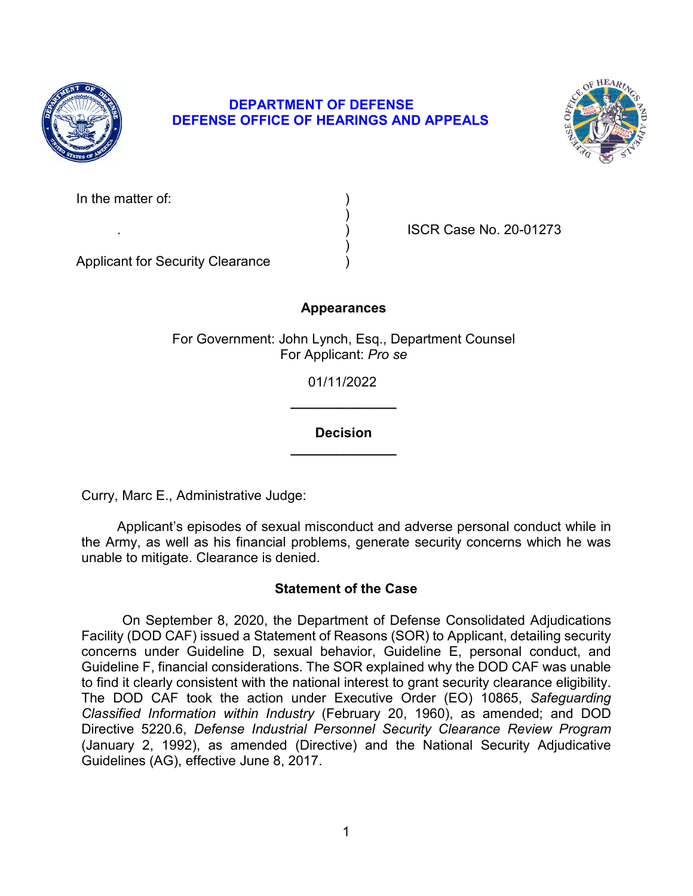**DEPARTMENT OF DEFENSE**
**DEFENSE OFFICE OF HEARINGS AND APPEALS**

In the matter of: )
 )
. ) ISCR Case No. 20-01273
 )
Applicant for Security Clearance )

**Appearances**

For Government: John Lynch, Esq., Department Counsel
For Applicant: *Pro se*

01/11/2022

---

**Decision**

---

Curry, Marc E., Administrative Judge:

Applicant's episodes of sexual misconduct and adverse personal conduct while in the Army, as well as his financial problems, generate security concerns which he was unable to mitigate. Clearance is denied.

## Statement of the Case

On September 8, 2020, the Department of Defense Consolidated Adjudications Facility (DOD CAF) issued a Statement of Reasons (SOR) to Applicant, detailing security concerns under Guideline D, sexual behavior, Guideline E, personal conduct, and Guideline F, financial considerations. The SOR explained why the DOD CAF was unable to find it clearly consistent with the national interest to grant security clearance eligibility. The DOD CAF took the action under Executive Order (EO) 10865, *Safeguarding Classified Information within Industry* (February 20, 1960), as amended; and DOD Directive 5220.6, *Defense Industrial Personnel Security Clearance Review Program* (January 2, 1992), as amended (Directive) and the National Security Adjudicative Guidelines (AG), effective June 8, 2017.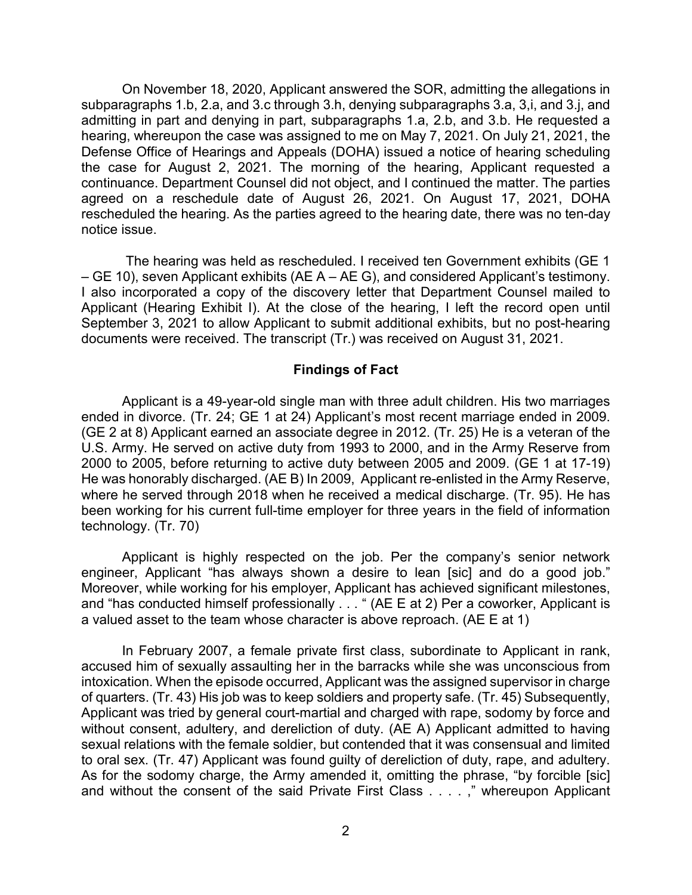On November 18, 2020, Applicant answered the SOR, admitting the allegations in subparagraphs 1.b, 2.a, and 3.c through 3.h, denying subparagraphs 3.a, 3,i, and 3.j, and admitting in part and denying in part, subparagraphs 1.a, 2.b, and 3.b. He requested a hearing, whereupon the case was assigned to me on May 7, 2021. On July 21, 2021, the Defense Office of Hearings and Appeals (DOHA) issued a notice of hearing scheduling the case for August 2, 2021. The morning of the hearing, Applicant requested a continuance. Department Counsel did not object, and I continued the matter. The parties agreed on a reschedule date of August 26, 2021. On August 17, 2021, DOHA rescheduled the hearing. As the parties agreed to the hearing date, there was no ten-day notice issue.

The hearing was held as rescheduled. I received ten Government exhibits (GE 1 – GE 10), seven Applicant exhibits (AE A – AE G), and considered Applicant's testimony. I also incorporated a copy of the discovery letter that Department Counsel mailed to Applicant (Hearing Exhibit I). At the close of the hearing, I left the record open until September 3, 2021 to allow Applicant to submit additional exhibits, but no post-hearing documents were received. The transcript (Tr.) was received on August 31, 2021.

## Findings of Fact

Applicant is a 49-year-old single man with three adult children. His two marriages ended in divorce. (Tr. 24; GE 1 at 24) Applicant's most recent marriage ended in 2009. (GE 2 at 8) Applicant earned an associate degree in 2012. (Tr. 25) He is a veteran of the U.S. Army. He served on active duty from 1993 to 2000, and in the Army Reserve from 2000 to 2005, before returning to active duty between 2005 and 2009. (GE 1 at 17-19) He was honorably discharged. (AE B) In 2009, Applicant re-enlisted in the Army Reserve, where he served through 2018 when he received a medical discharge. (Tr. 95). He has been working for his current full-time employer for three years in the field of information technology. (Tr. 70)

Applicant is highly respected on the job. Per the company's senior network engineer, Applicant "has always shown a desire to lean [sic] and do a good job." Moreover, while working for his employer, Applicant has achieved significant milestones, and "has conducted himself professionally . . . " (AE E at 2) Per a coworker, Applicant is a valued asset to the team whose character is above reproach. (AE E at 1)

In February 2007, a female private first class, subordinate to Applicant in rank, accused him of sexually assaulting her in the barracks while she was unconscious from intoxication. When the episode occurred, Applicant was the assigned supervisor in charge of quarters. (Tr. 43) His job was to keep soldiers and property safe. (Tr. 45) Subsequently, Applicant was tried by general court-martial and charged with rape, sodomy by force and without consent, adultery, and dereliction of duty. (AE A) Applicant admitted to having sexual relations with the female soldier, but contended that it was consensual and limited to oral sex. (Tr. 47) Applicant was found guilty of dereliction of duty, rape, and adultery. As for the sodomy charge, the Army amended it, omitting the phrase, "by forcible [sic] and without the consent of the said Private First Class . . . . ," whereupon Applicant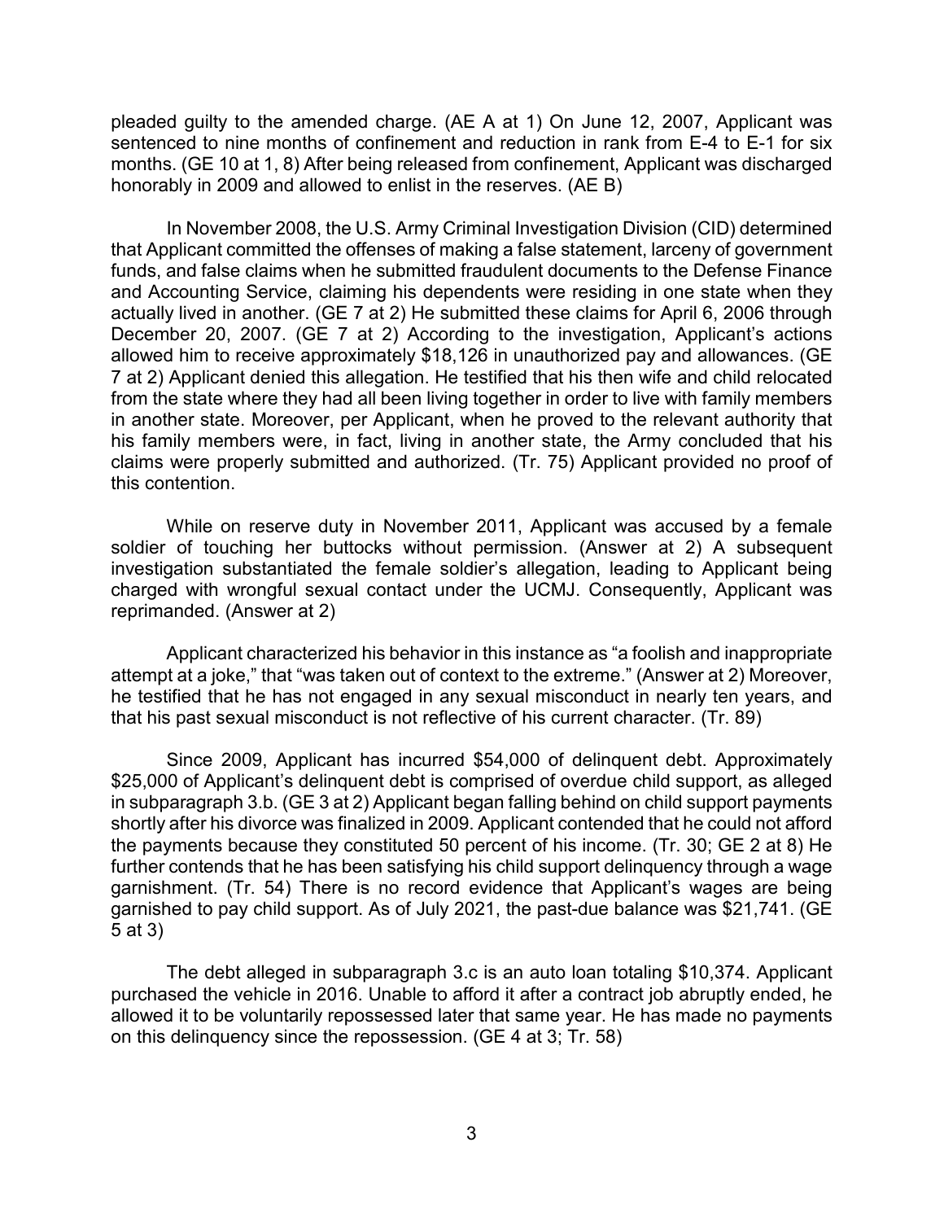pleaded guilty to the amended charge. (AE A at 1) On June 12, 2007, Applicant was sentenced to nine months of confinement and reduction in rank from E-4 to E-1 for six months. (GE 10 at 1, 8) After being released from confinement, Applicant was discharged honorably in 2009 and allowed to enlist in the reserves. (AE B)

In November 2008, the U.S. Army Criminal Investigation Division (CID) determined that Applicant committed the offenses of making a false statement, larceny of government funds, and false claims when he submitted fraudulent documents to the Defense Finance and Accounting Service, claiming his dependents were residing in one state when they actually lived in another. (GE 7 at 2) He submitted these claims for April 6, 2006 through December 20, 2007. (GE 7 at 2) According to the investigation, Applicant's actions allowed him to receive approximately $18,126 in unauthorized pay and allowances. (GE 7 at 2) Applicant denied this allegation. He testified that his then wife and child relocated from the state where they had all been living together in order to live with family members in another state. Moreover, per Applicant, when he proved to the relevant authority that his family members were, in fact, living in another state, the Army concluded that his claims were properly submitted and authorized. (Tr. 75) Applicant provided no proof of this contention.

While on reserve duty in November 2011, Applicant was accused by a female soldier of touching her buttocks without permission. (Answer at 2) A subsequent investigation substantiated the female soldier's allegation, leading to Applicant being charged with wrongful sexual contact under the UCMJ. Consequently, Applicant was reprimanded. (Answer at 2)

Applicant characterized his behavior in this instance as "a foolish and inappropriate attempt at a joke," that "was taken out of context to the extreme." (Answer at 2) Moreover, he testified that he has not engaged in any sexual misconduct in nearly ten years, and that his past sexual misconduct is not reflective of his current character. (Tr. 89)

Since 2009, Applicant has incurred $54,000 of delinquent debt. Approximately $25,000 of Applicant's delinquent debt is comprised of overdue child support, as alleged in subparagraph 3.b. (GE 3 at 2) Applicant began falling behind on child support payments shortly after his divorce was finalized in 2009. Applicant contended that he could not afford the payments because they constituted 50 percent of his income. (Tr. 30; GE 2 at 8) He further contends that he has been satisfying his child support delinquency through a wage garnishment. (Tr. 54) There is no record evidence that Applicant's wages are being garnished to pay child support. As of July 2021, the past-due balance was $21,741. (GE 5 at 3)

The debt alleged in subparagraph 3.c is an auto loan totaling $10,374. Applicant purchased the vehicle in 2016. Unable to afford it after a contract job abruptly ended, he allowed it to be voluntarily repossessed later that same year. He has made no payments on this delinquency since the repossession. (GE 4 at 3; Tr. 58)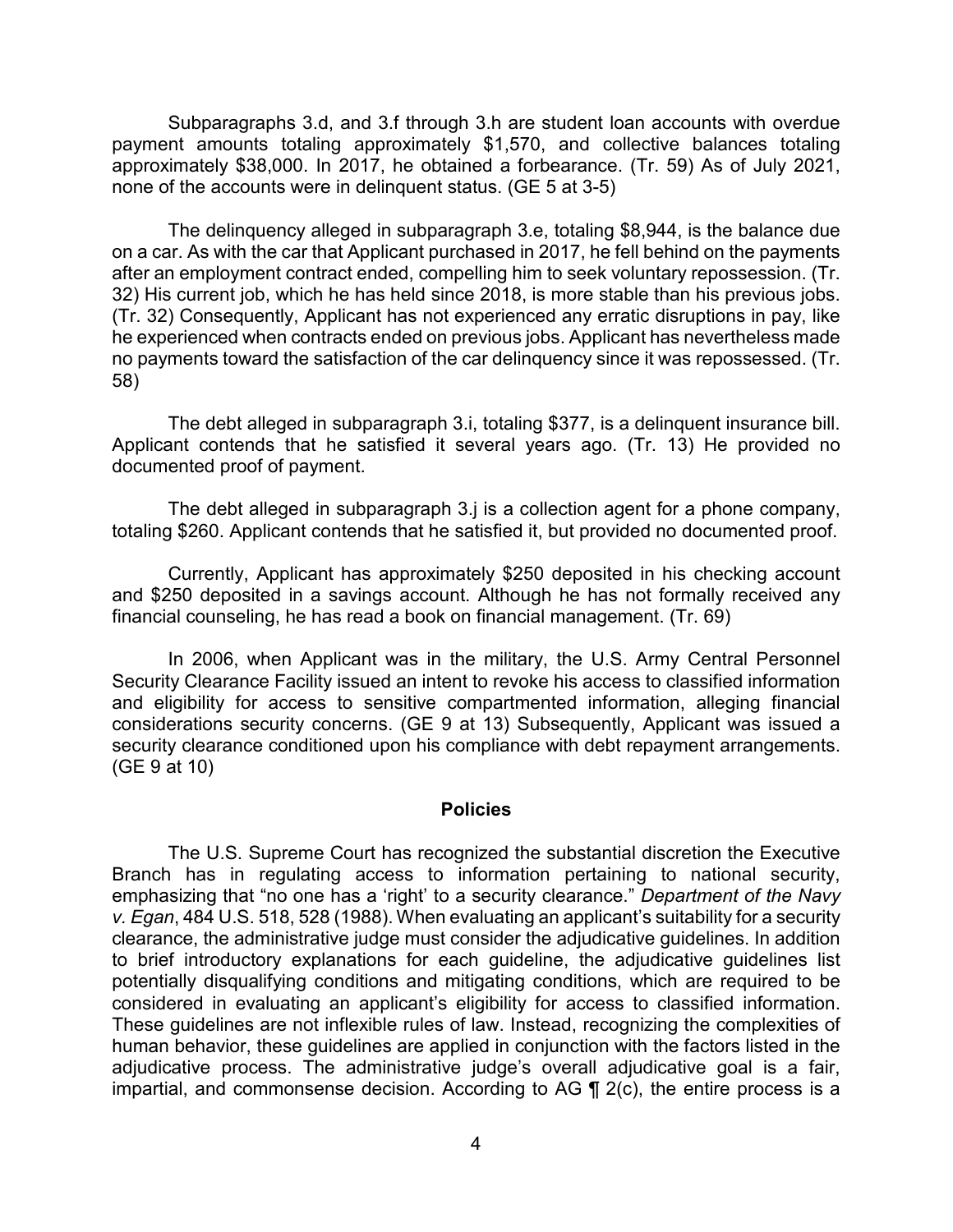Subparagraphs 3.d, and 3.f through 3.h are student loan accounts with overdue payment amounts totaling approximately $1,570, and collective balances totaling approximately $38,000. In 2017, he obtained a forbearance. (Tr. 59) As of July 2021, none of the accounts were in delinquent status. (GE 5 at 3-5)

The delinquency alleged in subparagraph 3.e, totaling $8,944, is the balance due on a car. As with the car that Applicant purchased in 2017, he fell behind on the payments after an employment contract ended, compelling him to seek voluntary repossession. (Tr. 32) His current job, which he has held since 2018, is more stable than his previous jobs. (Tr. 32) Consequently, Applicant has not experienced any erratic disruptions in pay, like he experienced when contracts ended on previous jobs. Applicant has nevertheless made no payments toward the satisfaction of the car delinquency since it was repossessed. (Tr. 58)

The debt alleged in subparagraph 3.i, totaling $377, is a delinquent insurance bill. Applicant contends that he satisfied it several years ago. (Tr. 13) He provided no documented proof of payment.

The debt alleged in subparagraph 3.j is a collection agent for a phone company, totaling $260. Applicant contends that he satisfied it, but provided no documented proof.

Currently, Applicant has approximately $250 deposited in his checking account and $250 deposited in a savings account. Although he has not formally received any financial counseling, he has read a book on financial management. (Tr. 69)

In 2006, when Applicant was in the military, the U.S. Army Central Personnel Security Clearance Facility issued an intent to revoke his access to classified information and eligibility for access to sensitive compartmented information, alleging financial considerations security concerns. (GE 9 at 13) Subsequently, Applicant was issued a security clearance conditioned upon his compliance with debt repayment arrangements. (GE 9 at 10)

## Policies

The U.S. Supreme Court has recognized the substantial discretion the Executive Branch has in regulating access to information pertaining to national security, emphasizing that "no one has a 'right' to a security clearance." *Department of the Navy v. Egan*, 484 U.S. 518, 528 (1988). When evaluating an applicant's suitability for a security clearance, the administrative judge must consider the adjudicative guidelines. In addition to brief introductory explanations for each guideline, the adjudicative guidelines list potentially disqualifying conditions and mitigating conditions, which are required to be considered in evaluating an applicant's eligibility for access to classified information. These guidelines are not inflexible rules of law. Instead, recognizing the complexities of human behavior, these guidelines are applied in conjunction with the factors listed in the adjudicative process. The administrative judge's overall adjudicative goal is a fair, impartial, and commonsense decision. According to AG ¶ 2(c), the entire process is a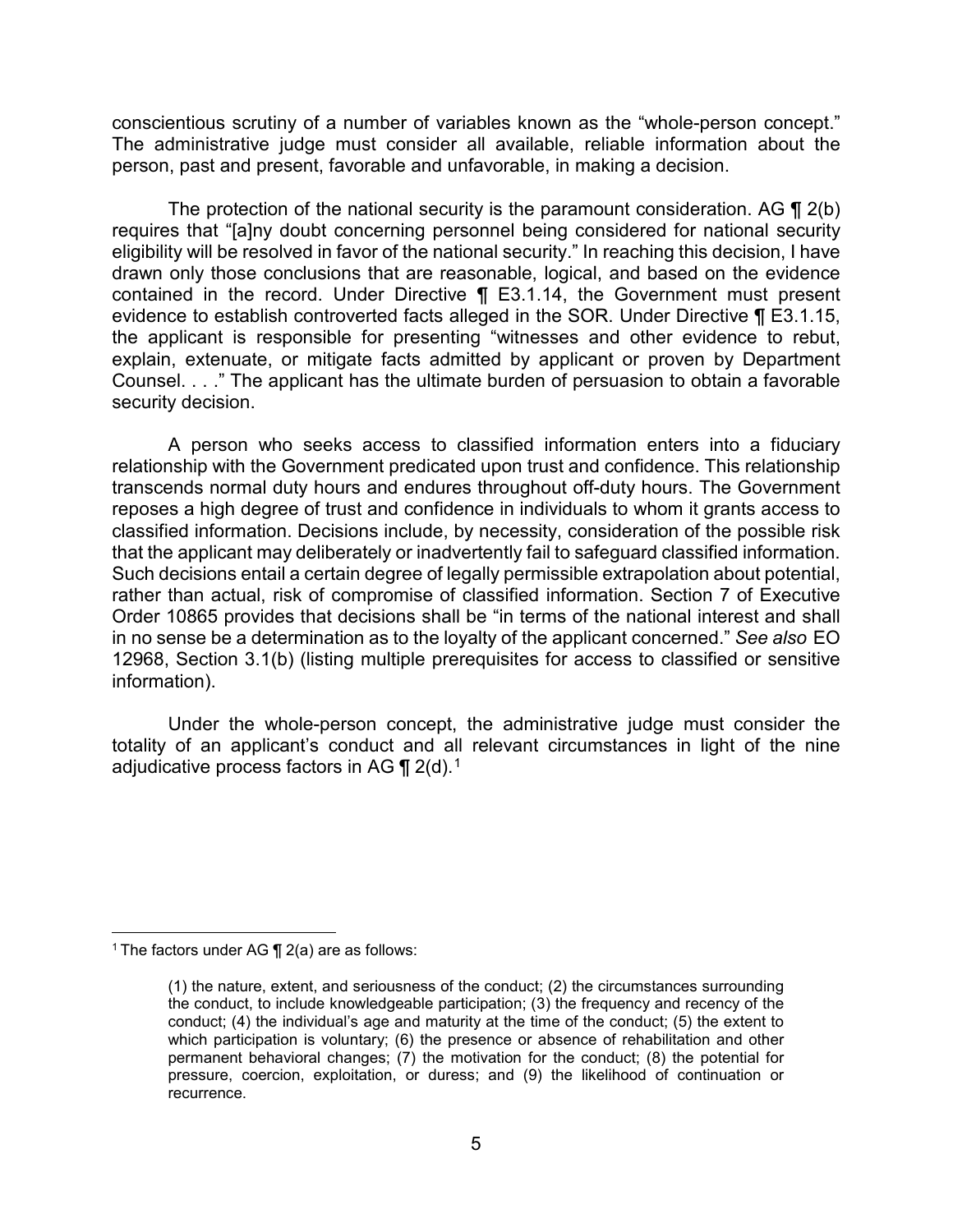conscientious scrutiny of a number of variables known as the "whole-person concept." The administrative judge must consider all available, reliable information about the person, past and present, favorable and unfavorable, in making a decision.

The protection of the national security is the paramount consideration. AG ¶ 2(b) requires that "[a]ny doubt concerning personnel being considered for national security eligibility will be resolved in favor of the national security." In reaching this decision, I have drawn only those conclusions that are reasonable, logical, and based on the evidence contained in the record. Under Directive ¶ E3.1.14, the Government must present evidence to establish controverted facts alleged in the SOR. Under Directive ¶ E3.1.15, the applicant is responsible for presenting "witnesses and other evidence to rebut, explain, extenuate, or mitigate facts admitted by applicant or proven by Department Counsel. . . ." The applicant has the ultimate burden of persuasion to obtain a favorable security decision.

A person who seeks access to classified information enters into a fiduciary relationship with the Government predicated upon trust and confidence. This relationship transcends normal duty hours and endures throughout off-duty hours. The Government reposes a high degree of trust and confidence in individuals to whom it grants access to classified information. Decisions include, by necessity, consideration of the possible risk that the applicant may deliberately or inadvertently fail to safeguard classified information. Such decisions entail a certain degree of legally permissible extrapolation about potential, rather than actual, risk of compromise of classified information. Section 7 of Executive Order 10865 provides that decisions shall be "in terms of the national interest and shall in no sense be a determination as to the loyalty of the applicant concerned." *See also* EO 12968, Section 3.1(b) (listing multiple prerequisites for access to classified or sensitive information).

Under the whole-person concept, the administrative judge must consider the totality of an applicant's conduct and all relevant circumstances in light of the nine adjudicative process factors in AG ¶ 2(d).[1]

---

[1] The factors under AG ¶ 2(a) are as follows:

> (1) the nature, extent, and seriousness of the conduct; (2) the circumstances surrounding the conduct, to include knowledgeable participation; (3) the frequency and recency of the conduct; (4) the individual's age and maturity at the time of the conduct; (5) the extent to which participation is voluntary; (6) the presence or absence of rehabilitation and other permanent behavioral changes; (7) the motivation for the conduct; (8) the potential for pressure, coercion, exploitation, or duress; and (9) the likelihood of continuation or recurrence.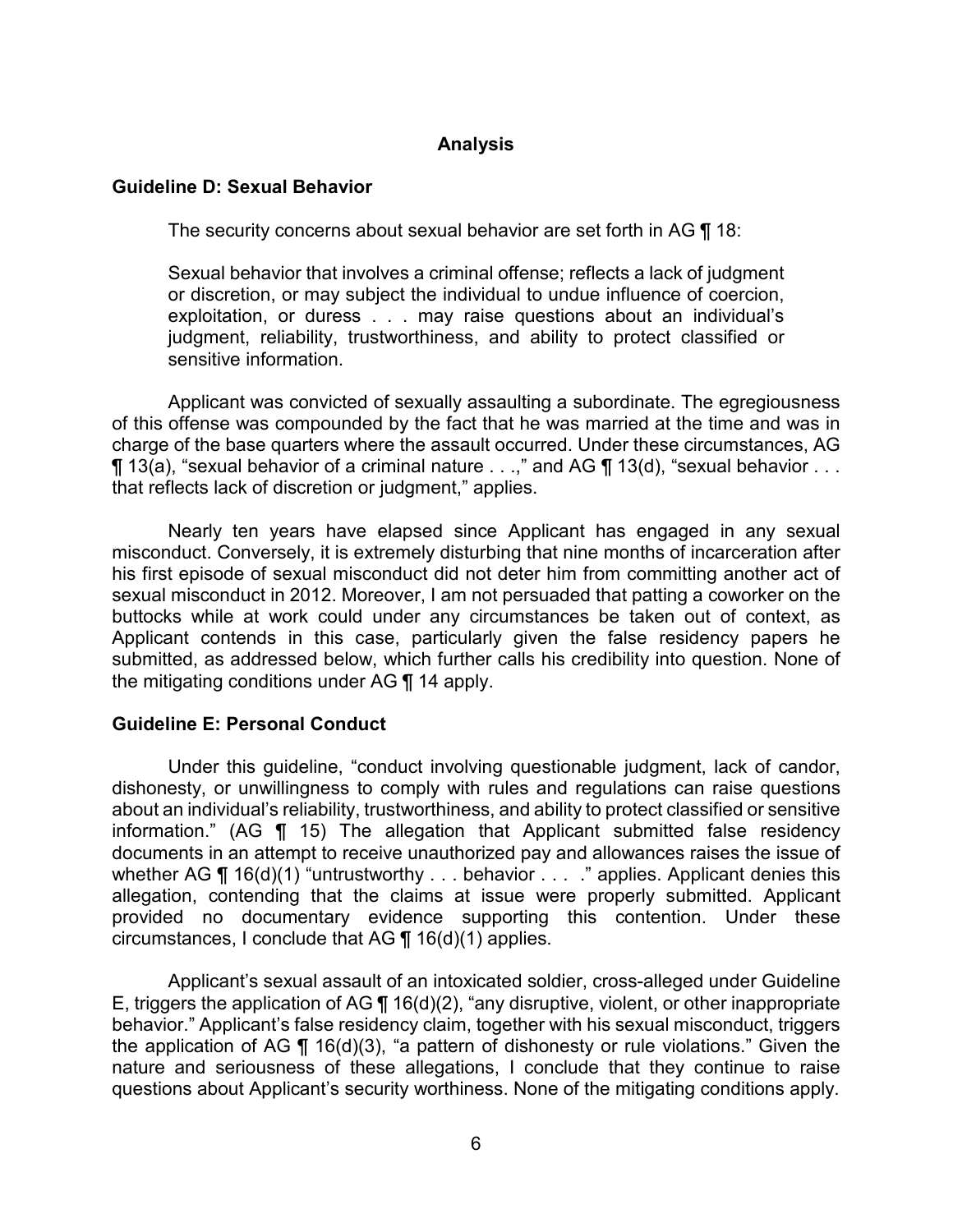## Analysis

### Guideline D: Sexual Behavior

The security concerns about sexual behavior are set forth in AG ¶ 18:

> Sexual behavior that involves a criminal offense; reflects a lack of judgment or discretion, or may subject the individual to undue influence of coercion, exploitation, or duress . . . may raise questions about an individual's judgment, reliability, trustworthiness, and ability to protect classified or sensitive information.

Applicant was convicted of sexually assaulting a subordinate. The egregiousness of this offense was compounded by the fact that he was married at the time and was in charge of the base quarters where the assault occurred. Under these circumstances, AG ¶ 13(a), "sexual behavior of a criminal nature . . .," and AG ¶ 13(d), "sexual behavior . . . that reflects lack of discretion or judgment," applies.

Nearly ten years have elapsed since Applicant has engaged in any sexual misconduct. Conversely, it is extremely disturbing that nine months of incarceration after his first episode of sexual misconduct did not deter him from committing another act of sexual misconduct in 2012. Moreover, I am not persuaded that patting a coworker on the buttocks while at work could under any circumstances be taken out of context, as Applicant contends in this case, particularly given the false residency papers he submitted, as addressed below, which further calls his credibility into question. None of the mitigating conditions under AG ¶ 14 apply.

### Guideline E: Personal Conduct

Under this guideline, "conduct involving questionable judgment, lack of candor, dishonesty, or unwillingness to comply with rules and regulations can raise questions about an individual's reliability, trustworthiness, and ability to protect classified or sensitive information." (AG ¶ 15) The allegation that Applicant submitted false residency documents in an attempt to receive unauthorized pay and allowances raises the issue of whether AG ¶ 16(d)(1) "untrustworthy . . . behavior . . . ." applies. Applicant denies this allegation, contending that the claims at issue were properly submitted. Applicant provided no documentary evidence supporting this contention. Under these circumstances, I conclude that AG ¶ 16(d)(1) applies.

Applicant's sexual assault of an intoxicated soldier, cross-alleged under Guideline E, triggers the application of AG ¶ 16(d)(2), "any disruptive, violent, or other inappropriate behavior." Applicant's false residency claim, together with his sexual misconduct, triggers the application of AG ¶ 16(d)(3), "a pattern of dishonesty or rule violations." Given the nature and seriousness of these allegations, I conclude that they continue to raise questions about Applicant's security worthiness. None of the mitigating conditions apply.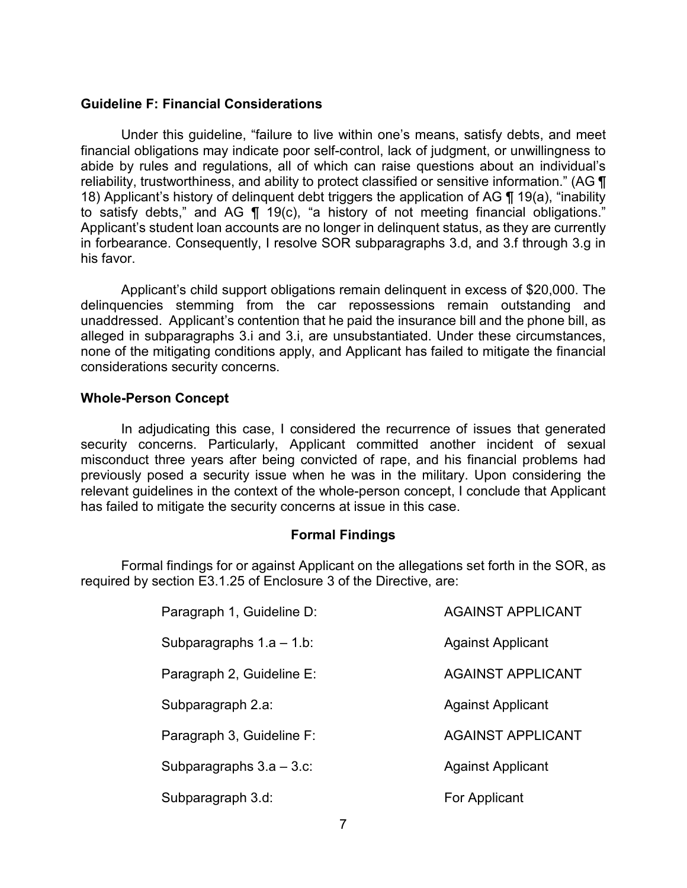**Guideline F: Financial Considerations**

Under this guideline, "failure to live within one's means, satisfy debts, and meet financial obligations may indicate poor self-control, lack of judgment, or unwillingness to abide by rules and regulations, all of which can raise questions about an individual's reliability, trustworthiness, and ability to protect classified or sensitive information." (AG ¶ 18) Applicant's history of delinquent debt triggers the application of AG ¶ 19(a), "inability to satisfy debts," and AG ¶ 19(c), "a history of not meeting financial obligations." Applicant's student loan accounts are no longer in delinquent status, as they are currently in forbearance. Consequently, I resolve SOR subparagraphs 3.d, and 3.f through 3.g in his favor.

Applicant's child support obligations remain delinquent in excess of $20,000. The delinquencies stemming from the car repossessions remain outstanding and unaddressed. Applicant's contention that he paid the insurance bill and the phone bill, as alleged in subparagraphs 3.i and 3.i, are unsubstantiated. Under these circumstances, none of the mitigating conditions apply, and Applicant has failed to mitigate the financial considerations security concerns.

**Whole-Person Concept**

In adjudicating this case, I considered the recurrence of issues that generated security concerns. Particularly, Applicant committed another incident of sexual misconduct three years after being convicted of rape, and his financial problems had previously posed a security issue when he was in the military. Upon considering the relevant guidelines in the context of the whole-person concept, I conclude that Applicant has failed to mitigate the security concerns at issue in this case.

**Formal Findings**

Formal findings for or against Applicant on the allegations set forth in the SOR, as required by section E3.1.25 of Enclosure 3 of the Directive, are:

| | |
|---|---|
| Paragraph 1, Guideline D: | AGAINST APPLICANT |
| Subparagraphs 1.a – 1.b: | Against Applicant |
| Paragraph 2, Guideline E: | AGAINST APPLICANT |
| Subparagraph 2.a: | Against Applicant |
| Paragraph 3, Guideline F: | AGAINST APPLICANT |
| Subparagraphs 3.a – 3.c: | Against Applicant |
| Subparagraph 3.d: | For Applicant |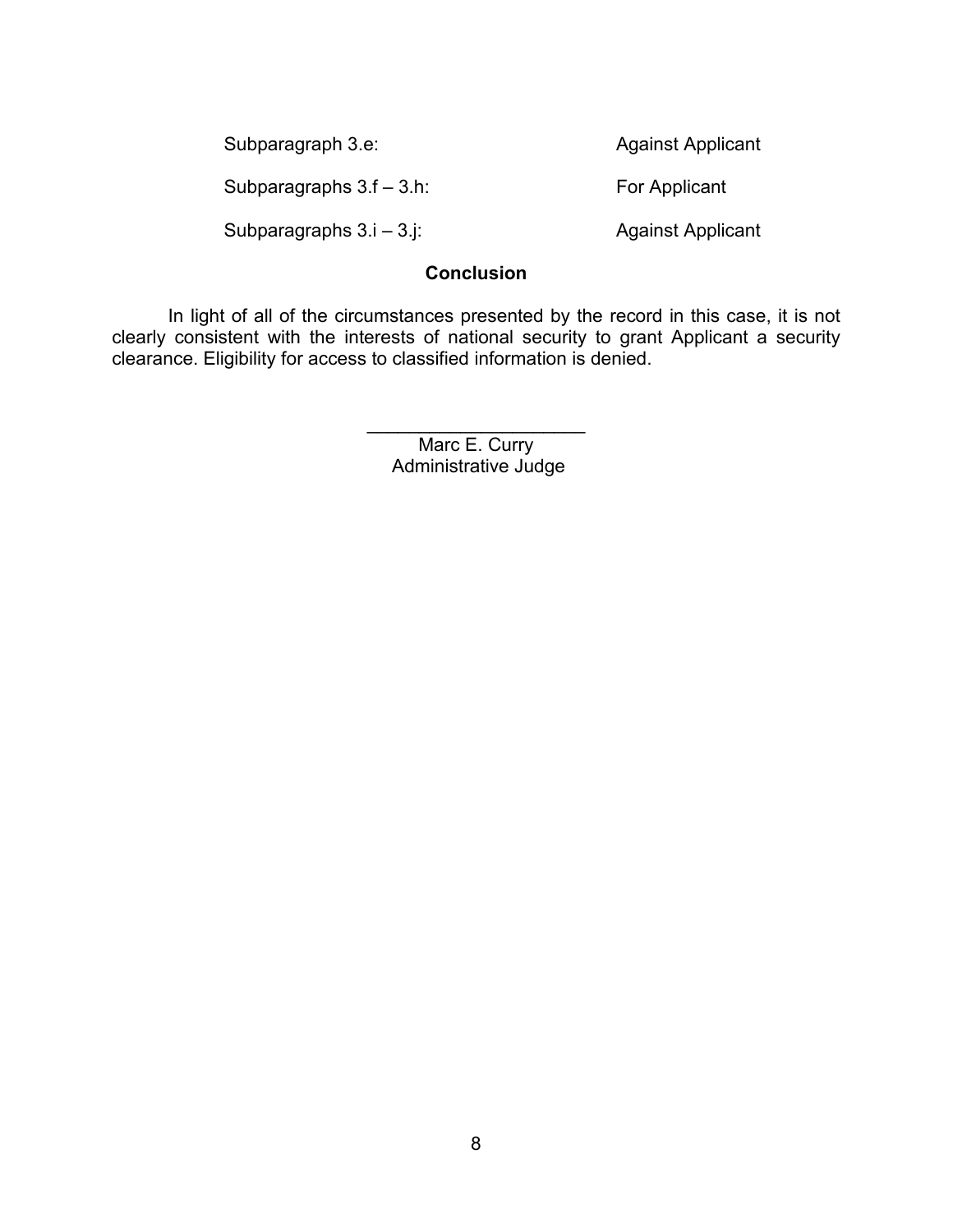Subparagraph 3.e: Against Applicant

Subparagraphs 3.f – 3.h: For Applicant

Subparagraphs 3.i – 3.j: Against Applicant

## Conclusion

In light of all of the circumstances presented by the record in this case, it is not clearly consistent with the interests of national security to grant Applicant a security clearance. Eligibility for access to classified information is denied.

______________________
Marc E. Curry
Administrative Judge